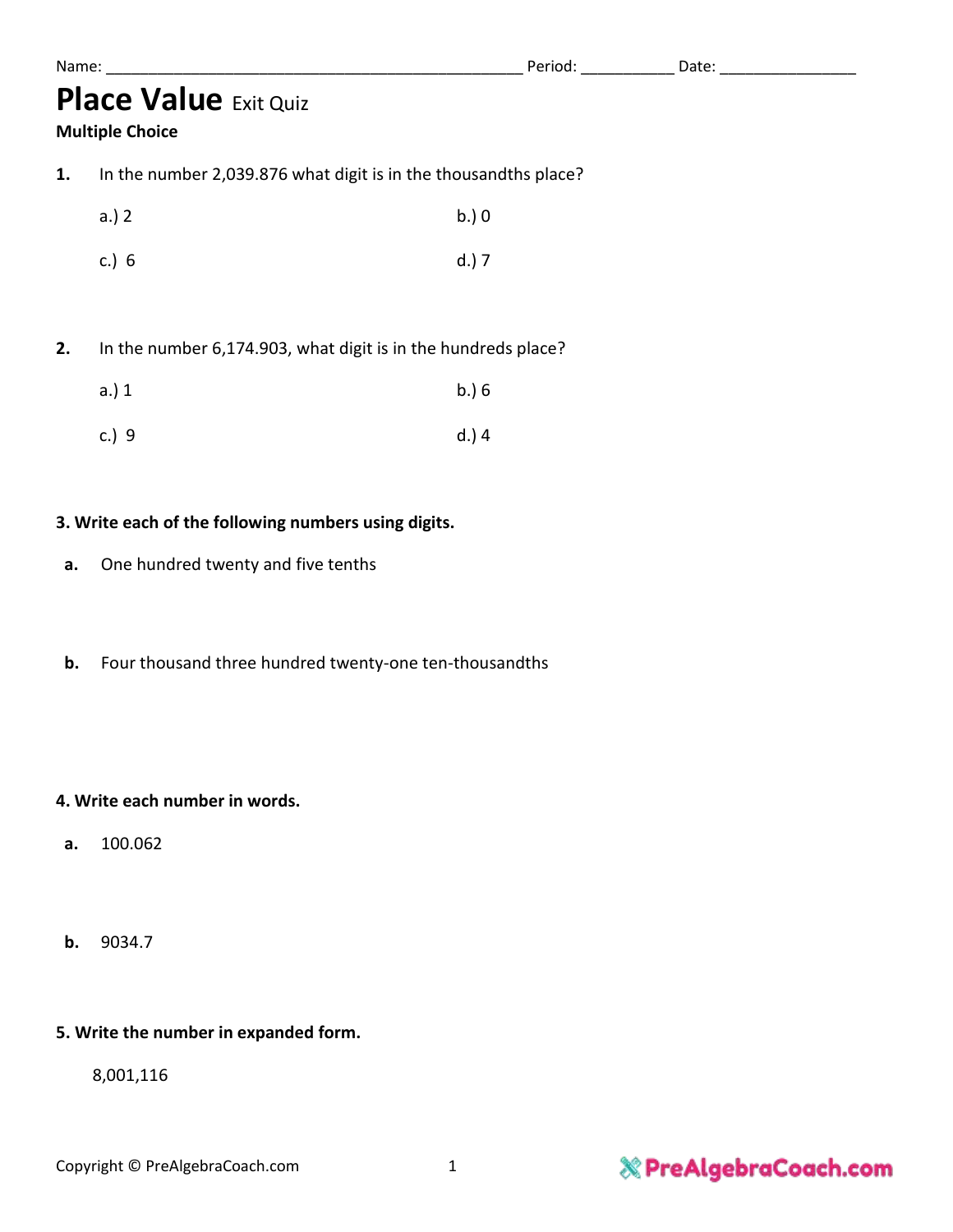Name: ________________________________________________ Period: __________ Date: _______________

# Place Value Exit Quiz

**Multiple Choice**

**1.** In the number 2,039.876 what digit is in the thousandths place?

a.) 2 b.) 0

c.) 6 d.) 7

**2.** In the number 6,174.903, what digit is in the hundreds place?

a.) 1 b.) 6

c.) 9 d.) 4

**3. Write each of the following numbers using digits.**

**a.** One hundred twenty and five tenths

**b.** Four thousand three hundred twenty-one ten-thousandths

**4. Write each number in words.**

**a.** 100.062

**b.** 9034.7

**5. Write the number in expanded form.**

8,001,116

Copyright © PreAlgebraCoach.com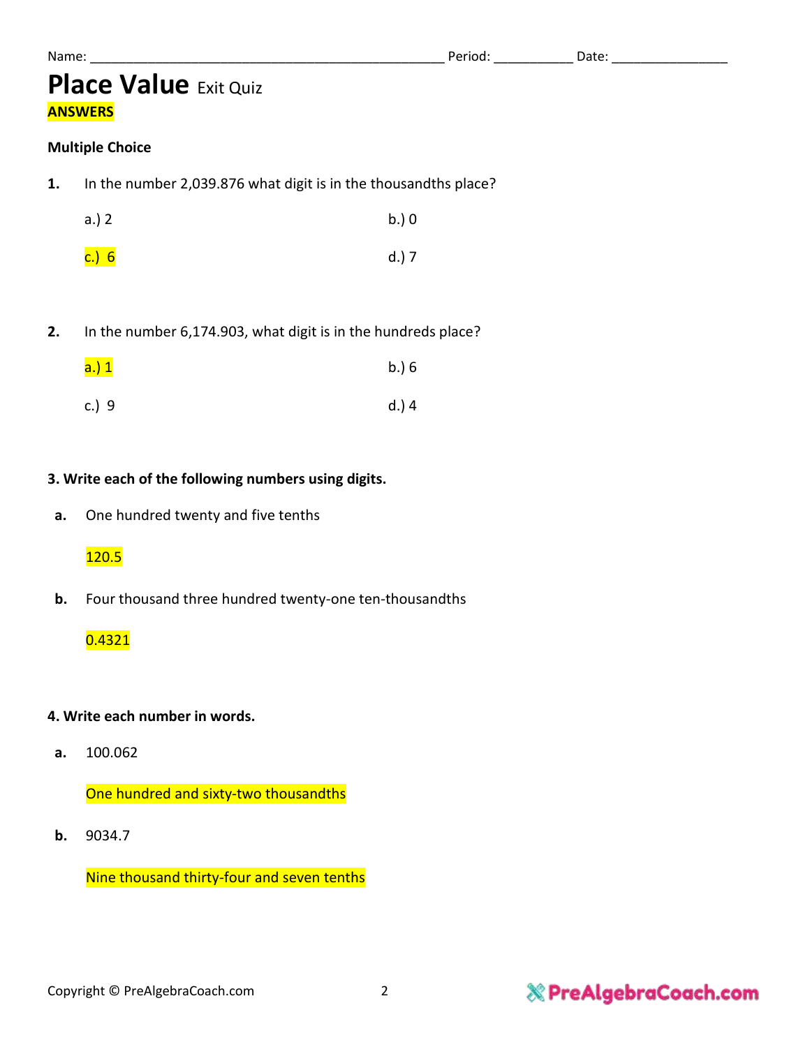Name: ________________________________________________ Period: __________ Date: _______________

# Place Value Exit Quiz

**ANSWERS**

**Multiple Choice**

**1.** In the number 2,039.876 what digit is in the thousandths place?

a.) 2　　　　b.) 0

c.) 6　　　　d.) 7

**2.** In the number 6,174.903, what digit is in the hundreds place?

a.) 1　　　　b.) 6

c.) 9　　　　d.) 4

**3. Write each of the following numbers using digits.**

**a.** One hundred twenty and five tenths

120.5

**b.** Four thousand three hundred twenty-one ten-thousandths

0.4321

**4. Write each number in words.**

**a.** 100.062

One hundred and sixty-two thousandths

**b.** 9034.7

Nine thousand thirty-four and seven tenths

Copyright © PreAlgebraCoach.com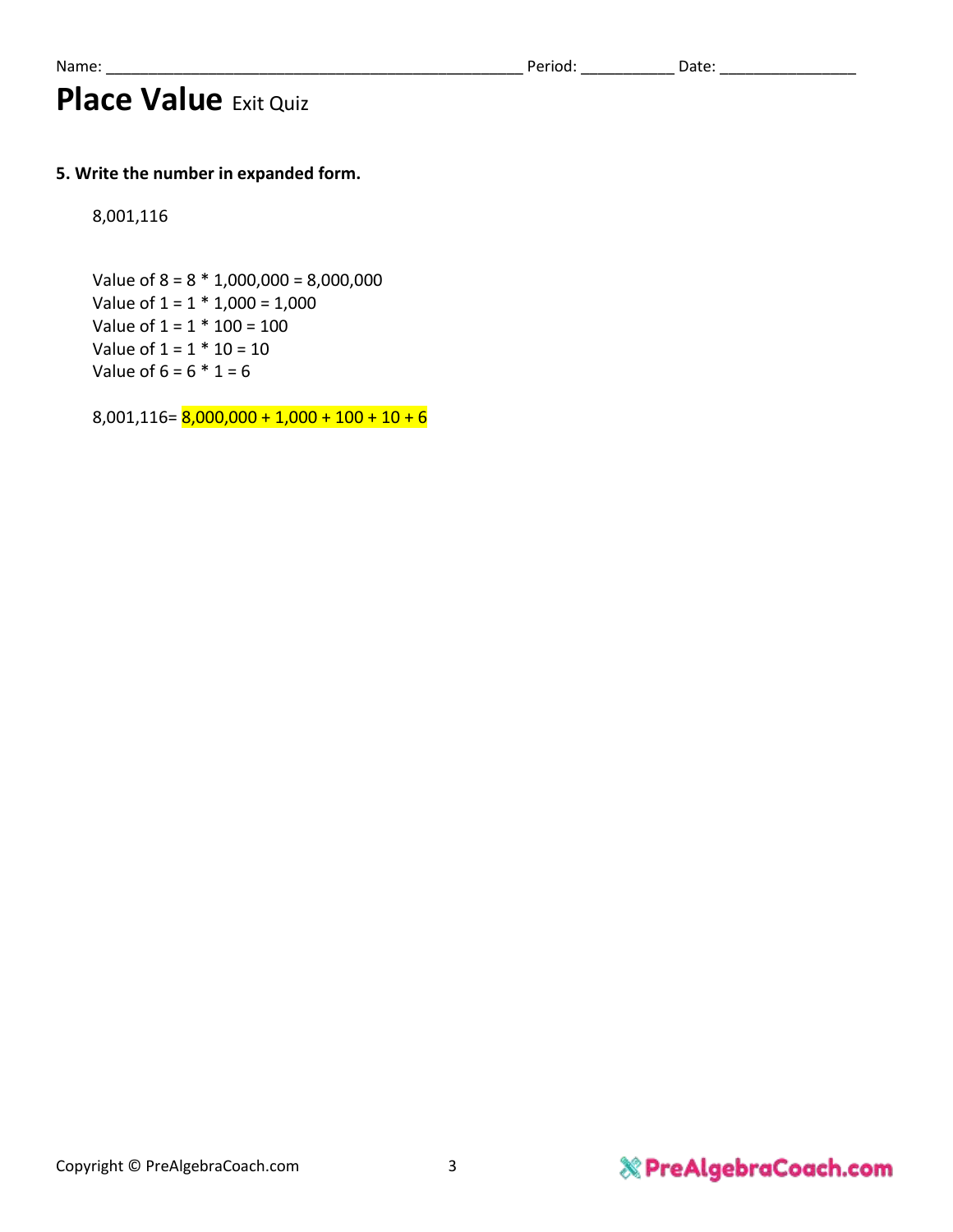Name: \_\_\_\_\_\_\_\_\_\_\_\_\_\_\_\_\_\_\_\_\_\_\_\_\_\_\_\_\_\_\_\_\_\_\_\_\_\_\_\_\_\_\_\_\_\_ Period: \_\_\_\_\_\_\_\_\_\_ Date: \_\_\_\_\_\_\_\_\_\_\_\_\_\_\_

# Place Value Exit Quiz

**5. Write the number in expanded form.**

8,001,116

Value of 8 = 8 * 1,000,000 = 8,000,000
Value of 1 = 1 * 1,000 = 1,000
Value of 1 = 1 * 100 = 100
Value of 1 = 1 * 10 = 10
Value of 6 = 6 * 1 = 6

8,001,116= 8,000,000 + 1,000 + 100 + 10 + 6

Copyright © PreAlgebraCoach.com